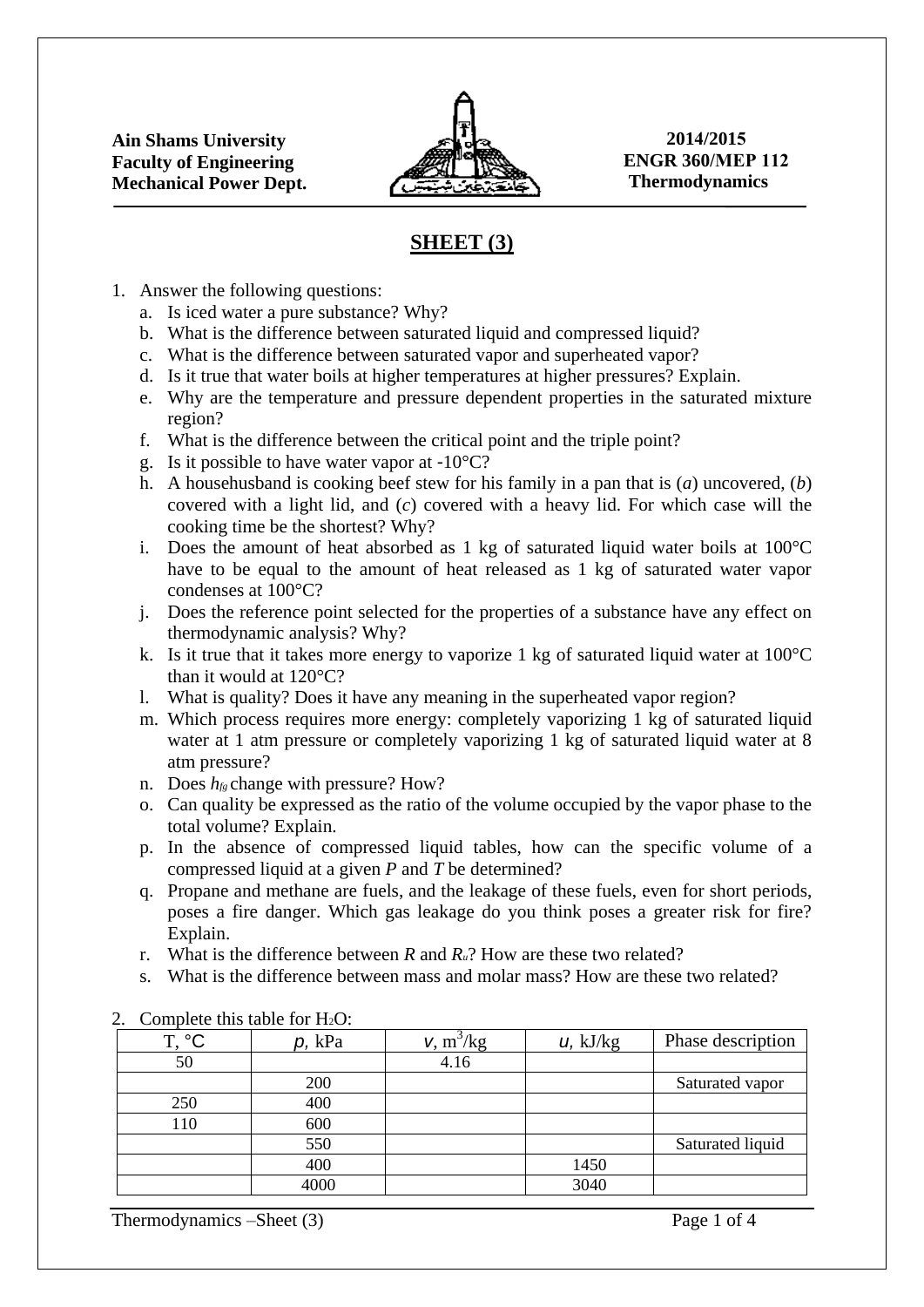**Ain Shams University**
**Faculty of Engineering**
**Mechanical Power Dept.**

**2014/2015**
**ENGR 360/MEP 112**
**Thermodynamics**

# SHEET (3)

1. Answer the following questions:
   a. Is iced water a pure substance? Why?
   b. What is the difference between saturated liquid and compressed liquid?
   c. What is the difference between saturated vapor and superheated vapor?
   d. Is it true that water boils at higher temperatures at higher pressures? Explain.
   e. Why are the temperature and pressure dependent properties in the saturated mixture region?
   f. What is the difference between the critical point and the triple point?
   g. Is it possible to have water vapor at -10°C?
   h. A househusband is cooking beef stew for his family in a pan that is (*a*) uncovered, (*b*) covered with a light lid, and (*c*) covered with a heavy lid. For which case will the cooking time be the shortest? Why?
   i. Does the amount of heat absorbed as 1 kg of saturated liquid water boils at 100°C have to be equal to the amount of heat released as 1 kg of saturated water vapor condenses at 100°C?
   j. Does the reference point selected for the properties of a substance have any effect on thermodynamic analysis? Why?
   k. Is it true that it takes more energy to vaporize 1 kg of saturated liquid water at 100°C than it would at 120°C?
   l. What is quality? Does it have any meaning in the superheated vapor region?
   m. Which process requires more energy: completely vaporizing 1 kg of saturated liquid water at 1 atm pressure or completely vaporizing 1 kg of saturated liquid water at 8 atm pressure?
   n. Does $h_{fg}$ change with pressure? How?
   o. Can quality be expressed as the ratio of the volume occupied by the vapor phase to the total volume? Explain.
   p. In the absence of compressed liquid tables, how can the specific volume of a compressed liquid at a given *P* and *T* be determined?
   q. Propane and methane are fuels, and the leakage of these fuels, even for short periods, poses a fire danger. Which gas leakage do you think poses a greater risk for fire? Explain.
   r. What is the difference between *R* and $R_u$? How are these two related?
   s. What is the difference between mass and molar mass? How are these two related?

2. Complete this table for $H_2O$:

| T, °C | *p*, kPa | *v*, m³/kg | *u*, kJ/kg | Phase description |
|---|---|---|---|---|
| 50 | | 4.16 | | |
| | 200 | | | Saturated vapor |
| 250 | 400 | | | |
| 110 | 600 | | | |
| | 550 | | | Saturated liquid |
| | 400 | | 1450 | |
| | 4000 | | 3040 | |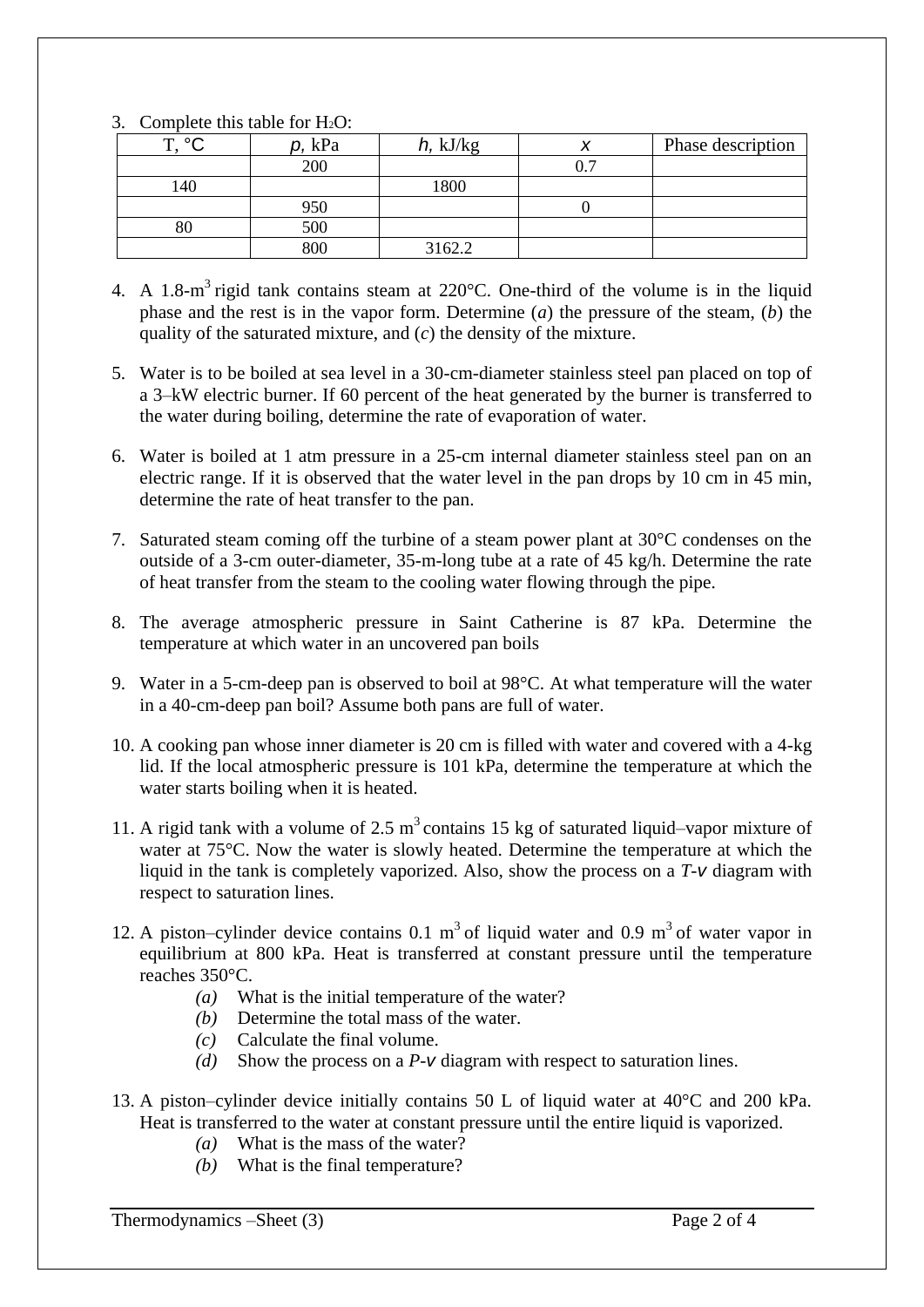3. Complete this table for $H_2O$:

| T, °C | $p$, kPa | $h$, kJ/kg | $x$ | Phase description |
|---|---|---|---|---|
| | 200 | | 0.7 | |
| 140 | | 1800 | | |
| | 950 | | 0 | |
| 80 | 500 | | | |
| | 800 | 3162.2 | | |

4. A 1.8-$m^3$ rigid tank contains steam at 220°C. One-third of the volume is in the liquid phase and the rest is in the vapor form. Determine (*a*) the pressure of the steam, (*b*) the quality of the saturated mixture, and (*c*) the density of the mixture.

5. Water is to be boiled at sea level in a 30-cm-diameter stainless steel pan placed on top of a 3–kW electric burner. If 60 percent of the heat generated by the burner is transferred to the water during boiling, determine the rate of evaporation of water.

6. Water is boiled at 1 atm pressure in a 25-cm internal diameter stainless steel pan on an electric range. If it is observed that the water level in the pan drops by 10 cm in 45 min, determine the rate of heat transfer to the pan.

7. Saturated steam coming off the turbine of a steam power plant at 30°C condenses on the outside of a 3-cm outer-diameter, 35-m-long tube at a rate of 45 kg/h. Determine the rate of heat transfer from the steam to the cooling water flowing through the pipe.

8. The average atmospheric pressure in Saint Catherine is 87 kPa. Determine the temperature at which water in an uncovered pan boils

9. Water in a 5-cm-deep pan is observed to boil at 98°C. At what temperature will the water in a 40-cm-deep pan boil? Assume both pans are full of water.

10. A cooking pan whose inner diameter is 20 cm is filled with water and covered with a 4-kg lid. If the local atmospheric pressure is 101 kPa, determine the temperature at which the water starts boiling when it is heated.

11. A rigid tank with a volume of 2.5 $m^3$ contains 15 kg of saturated liquid–vapor mixture of water at 75°C. Now the water is slowly heated. Determine the temperature at which the liquid in the tank is completely vaporized. Also, show the process on a $T$-$v$ diagram with respect to saturation lines.

12. A piston–cylinder device contains 0.1 $m^3$ of liquid water and 0.9 $m^3$ of water vapor in equilibrium at 800 kPa. Heat is transferred at constant pressure until the temperature reaches 350°C.
    - *(a)* What is the initial temperature of the water?
    - *(b)* Determine the total mass of the water.
    - *(c)* Calculate the final volume.
    - *(d)* Show the process on a $P$-$v$ diagram with respect to saturation lines.

13. A piston–cylinder device initially contains 50 L of liquid water at 40°C and 200 kPa. Heat is transferred to the water at constant pressure until the entire liquid is vaporized.
    - *(a)* What is the mass of the water?
    - *(b)* What is the final temperature?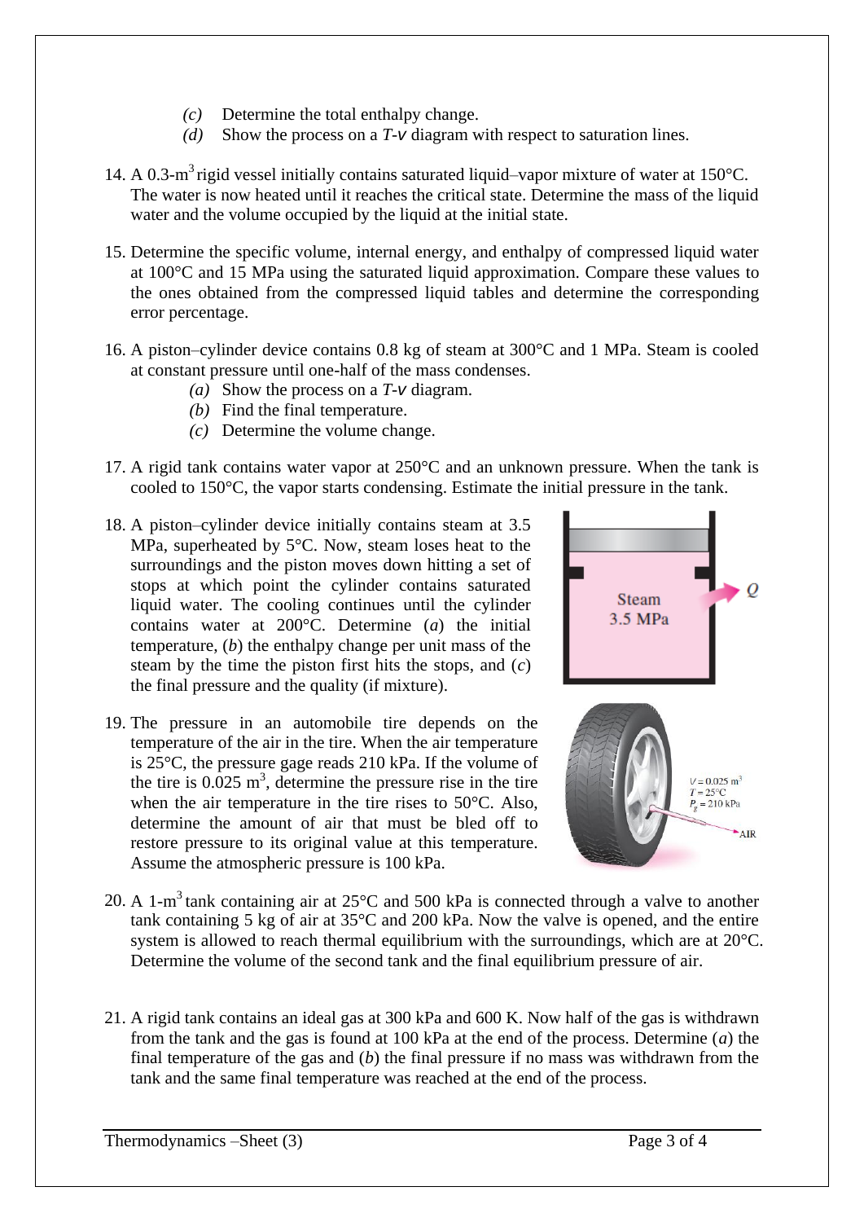(c) Determine the total enthalpy change.
   (d) Show the process on a *T-v* diagram with respect to saturation lines.

14. A 0.3-$m^3$ rigid vessel initially contains saturated liquid–vapor mixture of water at 150°C. The water is now heated until it reaches the critical state. Determine the mass of the liquid water and the volume occupied by the liquid at the initial state.

15. Determine the specific volume, internal energy, and enthalpy of compressed liquid water at 100°C and 15 MPa using the saturated liquid approximation. Compare these values to the ones obtained from the compressed liquid tables and determine the corresponding error percentage.

16. A piston–cylinder device contains 0.8 kg of steam at 300°C and 1 MPa. Steam is cooled at constant pressure until one-half of the mass condenses.
   (a) Show the process on a *T-v* diagram.
   (b) Find the final temperature.
   (c) Determine the volume change.

17. A rigid tank contains water vapor at 250°C and an unknown pressure. When the tank is cooled to 150°C, the vapor starts condensing. Estimate the initial pressure in the tank.

18. A piston–cylinder device initially contains steam at 3.5 MPa, superheated by 5°C. Now, steam loses heat to the surroundings and the piston moves down hitting a set of stops at which point the cylinder contains saturated liquid water. The cooling continues until the cylinder contains water at 200°C. Determine (*a*) the initial temperature, (*b*) the enthalpy change per unit mass of the steam by the time the piston first hits the stops, and (*c*) the final pressure and the quality (if mixture).

19. The pressure in an automobile tire depends on the temperature of the air in the tire. When the air temperature is 25°C, the pressure gage reads 210 kPa. If the volume of the tire is 0.025 $m^3$, determine the pressure rise in the tire when the air temperature in the tire rises to 50°C. Also, determine the amount of air that must be bled off to restore pressure to its original value at this temperature. Assume the atmospheric pressure is 100 kPa.

20. A 1-$m^3$ tank containing air at 25°C and 500 kPa is connected through a valve to another tank containing 5 kg of air at 35°C and 200 kPa. Now the valve is opened, and the entire system is allowed to reach thermal equilibrium with the surroundings, which are at 20°C. Determine the volume of the second tank and the final equilibrium pressure of air.

21. A rigid tank contains an ideal gas at 300 kPa and 600 K. Now half of the gas is withdrawn from the tank and the gas is found at 100 kPa at the end of the process. Determine (*a*) the final temperature of the gas and (*b*) the final pressure if no mass was withdrawn from the tank and the same final temperature was reached at the end of the process.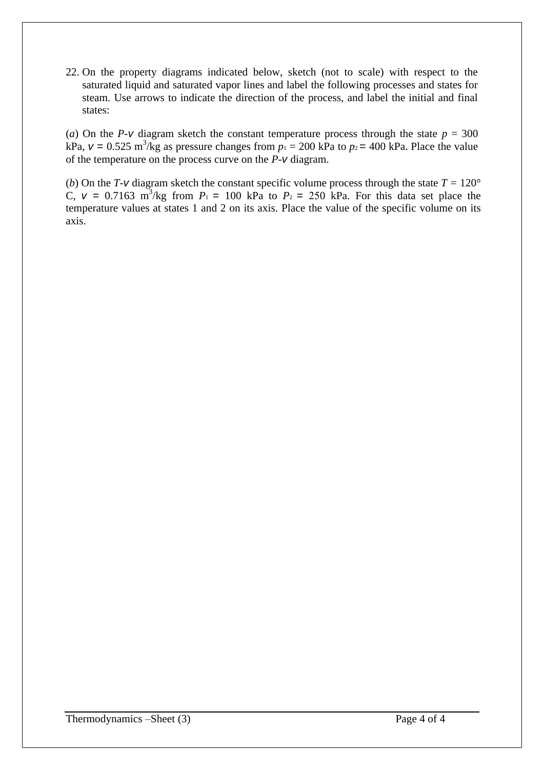22. On the property diagrams indicated below, sketch (not to scale) with respect to the saturated liquid and saturated vapor lines and label the following processes and states for steam. Use arrows to indicate the direction of the process, and label the initial and final states:

(*a*) On the *P*-*v* diagram sketch the constant temperature process through the state $p$ = 300 kPa, $v$ = 0.525 m$^3$/kg as pressure changes from $p_1$ = 200 kPa to $p_2$ = 400 kPa. Place the value of the temperature on the process curve on the *P*-*v* diagram.

(*b*) On the *T*-*v* diagram sketch the constant specific volume process through the state $T$ = 120° C, $v$ = 0.7163 m$^3$/kg from $P_1$ = 100 kPa to $P_2$ = 250 kPa. For this data set place the temperature values at states 1 and 2 on its axis. Place the value of the specific volume on its axis.